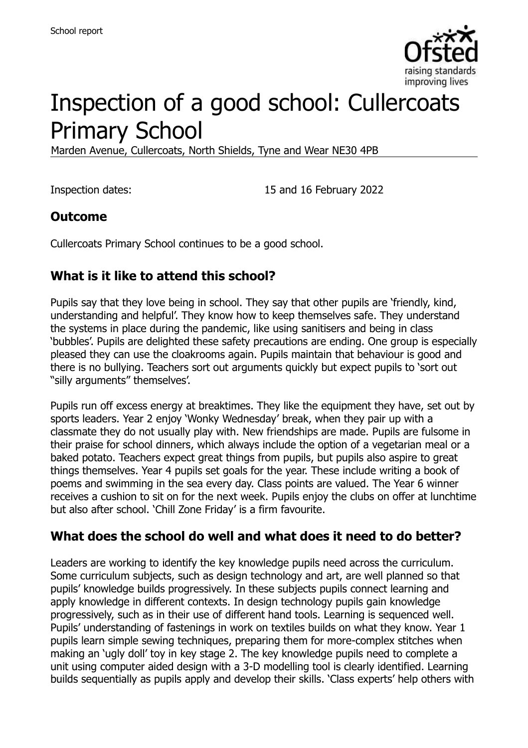# Inspection of a good school: Cullercoats Primary School

Marden Avenue, Cullercoats, North Shields, Tyne and Wear NE30 4PB

Inspection dates: 15 and 16 February 2022

## Outcome

Cullercoats Primary School continues to be a good school.

## What is it like to attend this school?

Pupils say that they love being in school. They say that other pupils are 'friendly, kind, understanding and helpful'. They know how to keep themselves safe. They understand the systems in place during the pandemic, like using sanitisers and being in class 'bubbles'. Pupils are delighted these safety precautions are ending. One group is especially pleased they can use the cloakrooms again. Pupils maintain that behaviour is good and there is no bullying. Teachers sort out arguments quickly but expect pupils to 'sort out "silly arguments" themselves'.

Pupils run off excess energy at breaktimes. They like the equipment they have, set out by sports leaders. Year 2 enjoy 'Wonky Wednesday' break, when they pair up with a classmate they do not usually play with. New friendships are made. Pupils are fulsome in their praise for school dinners, which always include the option of a vegetarian meal or a baked potato. Teachers expect great things from pupils, but pupils also aspire to great things themselves. Year 4 pupils set goals for the year. These include writing a book of poems and swimming in the sea every day. Class points are valued. The Year 6 winner receives a cushion to sit on for the next week. Pupils enjoy the clubs on offer at lunchtime but also after school. 'Chill Zone Friday' is a firm favourite.

## What does the school do well and what does it need to do better?

Leaders are working to identify the key knowledge pupils need across the curriculum. Some curriculum subjects, such as design technology and art, are well planned so that pupils' knowledge builds progressively. In these subjects pupils connect learning and apply knowledge in different contexts. In design technology pupils gain knowledge progressively, such as in their use of different hand tools. Learning is sequenced well. Pupils' understanding of fastenings in work on textiles builds on what they know. Year 1 pupils learn simple sewing techniques, preparing them for more-complex stitches when making an 'ugly doll' toy in key stage 2. The key knowledge pupils need to complete a unit using computer aided design with a 3-D modelling tool is clearly identified. Learning builds sequentially as pupils apply and develop their skills. 'Class experts' help others with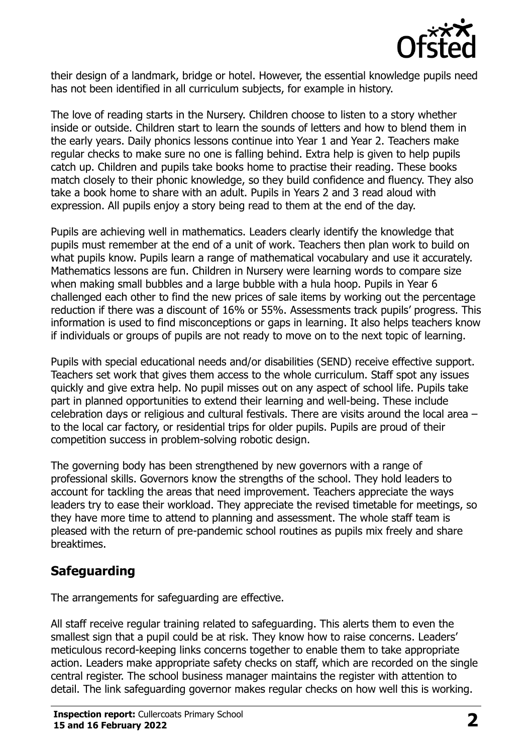their design of a landmark, bridge or hotel. However, the essential knowledge pupils need has not been identified in all curriculum subjects, for example in history.

The love of reading starts in the Nursery. Children choose to listen to a story whether inside or outside. Children start to learn the sounds of letters and how to blend them in the early years. Daily phonics lessons continue into Year 1 and Year 2. Teachers make regular checks to make sure no one is falling behind. Extra help is given to help pupils catch up. Children and pupils take books home to practise their reading. These books match closely to their phonic knowledge, so they build confidence and fluency. They also take a book home to share with an adult. Pupils in Years 2 and 3 read aloud with expression. All pupils enjoy a story being read to them at the end of the day.

Pupils are achieving well in mathematics. Leaders clearly identify the knowledge that pupils must remember at the end of a unit of work. Teachers then plan work to build on what pupils know. Pupils learn a range of mathematical vocabulary and use it accurately. Mathematics lessons are fun. Children in Nursery were learning words to compare size when making small bubbles and a large bubble with a hula hoop. Pupils in Year 6 challenged each other to find the new prices of sale items by working out the percentage reduction if there was a discount of 16% or 55%. Assessments track pupils' progress. This information is used to find misconceptions or gaps in learning. It also helps teachers know if individuals or groups of pupils are not ready to move on to the next topic of learning.

Pupils with special educational needs and/or disabilities (SEND) receive effective support. Teachers set work that gives them access to the whole curriculum. Staff spot any issues quickly and give extra help. No pupil misses out on any aspect of school life. Pupils take part in planned opportunities to extend their learning and well-being. These include celebration days or religious and cultural festivals. There are visits around the local area – to the local car factory, or residential trips for older pupils. Pupils are proud of their competition success in problem-solving robotic design.

The governing body has been strengthened by new governors with a range of professional skills. Governors know the strengths of the school. They hold leaders to account for tackling the areas that need improvement. Teachers appreciate the ways leaders try to ease their workload. They appreciate the revised timetable for meetings, so they have more time to attend to planning and assessment. The whole staff team is pleased with the return of pre-pandemic school routines as pupils mix freely and share breaktimes.

## Safeguarding

The arrangements for safeguarding are effective.

All staff receive regular training related to safeguarding. This alerts them to even the smallest sign that a pupil could be at risk. They know how to raise concerns. Leaders' meticulous record-keeping links concerns together to enable them to take appropriate action. Leaders make appropriate safety checks on staff, which are recorded on the single central register. The school business manager maintains the register with attention to detail. The link safeguarding governor makes regular checks on how well this is working.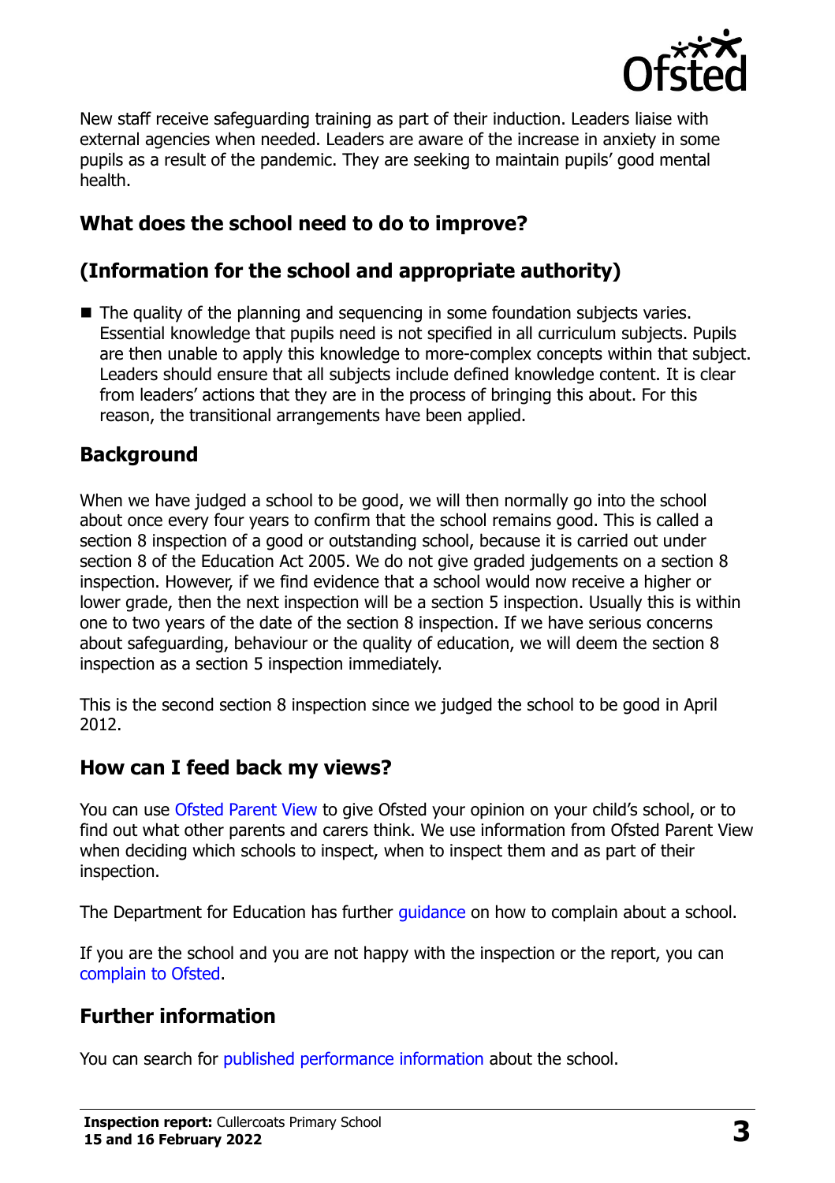New staff receive safeguarding training as part of their induction. Leaders liaise with external agencies when needed. Leaders are aware of the increase in anxiety in some pupils as a result of the pandemic. They are seeking to maintain pupils' good mental health.

## What does the school need to do to improve?

## (Information for the school and appropriate authority)

- The quality of the planning and sequencing in some foundation subjects varies. Essential knowledge that pupils need is not specified in all curriculum subjects. Pupils are then unable to apply this knowledge to more-complex concepts within that subject. Leaders should ensure that all subjects include defined knowledge content. It is clear from leaders' actions that they are in the process of bringing this about. For this reason, the transitional arrangements have been applied.

## Background

When we have judged a school to be good, we will then normally go into the school about once every four years to confirm that the school remains good. This is called a section 8 inspection of a good or outstanding school, because it is carried out under section 8 of the Education Act 2005. We do not give graded judgements on a section 8 inspection. However, if we find evidence that a school would now receive a higher or lower grade, then the next inspection will be a section 5 inspection. Usually this is within one to two years of the date of the section 8 inspection. If we have serious concerns about safeguarding, behaviour or the quality of education, we will deem the section 8 inspection as a section 5 inspection immediately.

This is the second section 8 inspection since we judged the school to be good in April 2012.

## How can I feed back my views?

You can use Ofsted Parent View to give Ofsted your opinion on your child's school, or to find out what other parents and carers think. We use information from Ofsted Parent View when deciding which schools to inspect, when to inspect them and as part of their inspection.

The Department for Education has further guidance on how to complain about a school.

If you are the school and you are not happy with the inspection or the report, you can complain to Ofsted.

## Further information

You can search for published performance information about the school.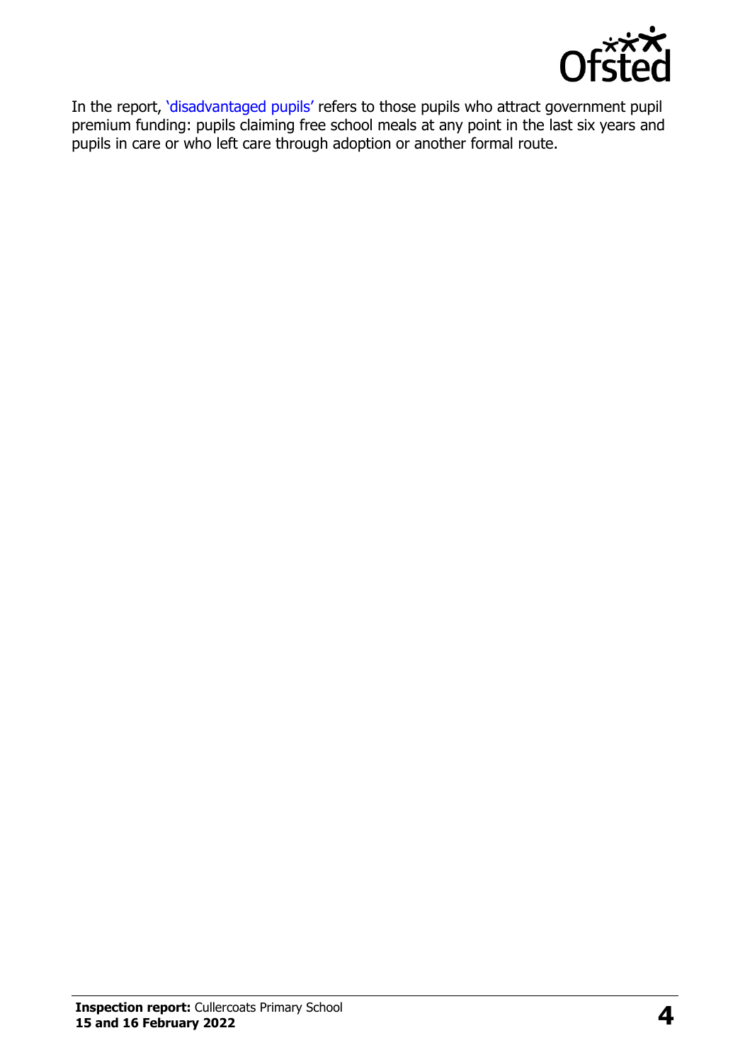In the report, 'disadvantaged pupils' refers to those pupils who attract government pupil premium funding: pupils claiming free school meals at any point in the last six years and pupils in care or who left care through adoption or another formal route.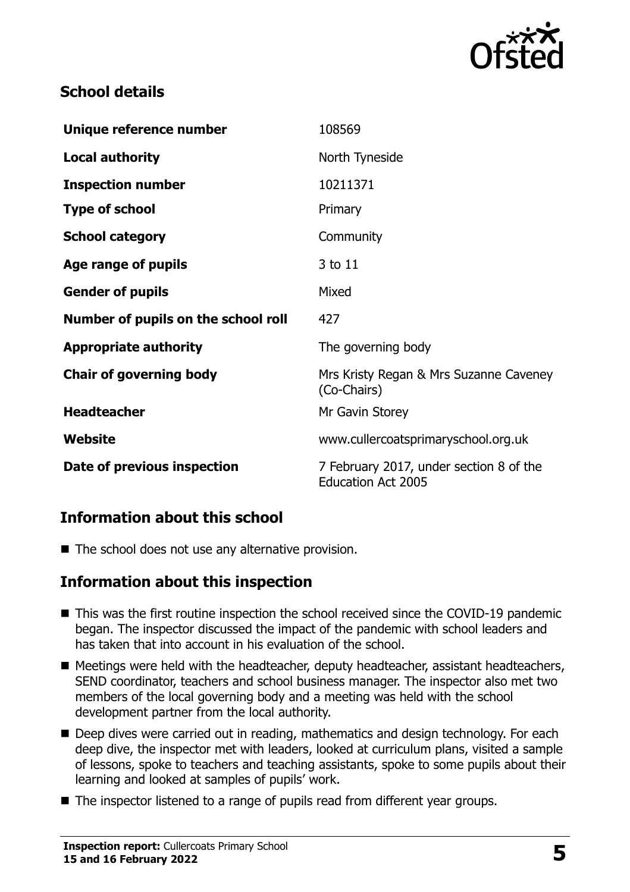## School details

| | |
|---|---|
| **Unique reference number** | 108569 |
| **Local authority** | North Tyneside |
| **Inspection number** | 10211371 |
| **Type of school** | Primary |
| **School category** | Community |
| **Age range of pupils** | 3 to 11 |
| **Gender of pupils** | Mixed |
| **Number of pupils on the school roll** | 427 |
| **Appropriate authority** | The governing body |
| **Chair of governing body** | Mrs Kristy Regan & Mrs Suzanne Caveney (Co-Chairs) |
| **Headteacher** | Mr Gavin Storey |
| **Website** | www.cullercoatsprimaryschool.org.uk |
| **Date of previous inspection** | 7 February 2017, under section 8 of the Education Act 2005 |

## Information about this school

- The school does not use any alternative provision.

## Information about this inspection

- This was the first routine inspection the school received since the COVID-19 pandemic began. The inspector discussed the impact of the pandemic with school leaders and has taken that into account in his evaluation of the school.
- Meetings were held with the headteacher, deputy headteacher, assistant headteachers, SEND coordinator, teachers and school business manager. The inspector also met two members of the local governing body and a meeting was held with the school development partner from the local authority.
- Deep dives were carried out in reading, mathematics and design technology. For each deep dive, the inspector met with leaders, looked at curriculum plans, visited a sample of lessons, spoke to teachers and teaching assistants, spoke to some pupils about their learning and looked at samples of pupils' work.
- The inspector listened to a range of pupils read from different year groups.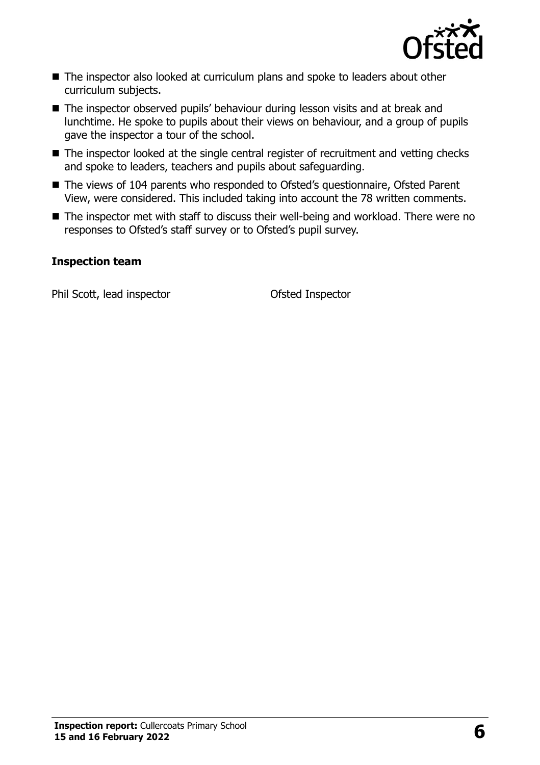- The inspector also looked at curriculum plans and spoke to leaders about other curriculum subjects.
- The inspector observed pupils' behaviour during lesson visits and at break and lunchtime. He spoke to pupils about their views on behaviour, and a group of pupils gave the inspector a tour of the school.
- The inspector looked at the single central register of recruitment and vetting checks and spoke to leaders, teachers and pupils about safeguarding.
- The views of 104 parents who responded to Ofsted's questionnaire, Ofsted Parent View, were considered. This included taking into account the 78 written comments.
- The inspector met with staff to discuss their well-being and workload. There were no responses to Ofsted's staff survey or to Ofsted's pupil survey.

### Inspection team

| | |
|---|---|
| Phil Scott, lead inspector | Ofsted Inspector |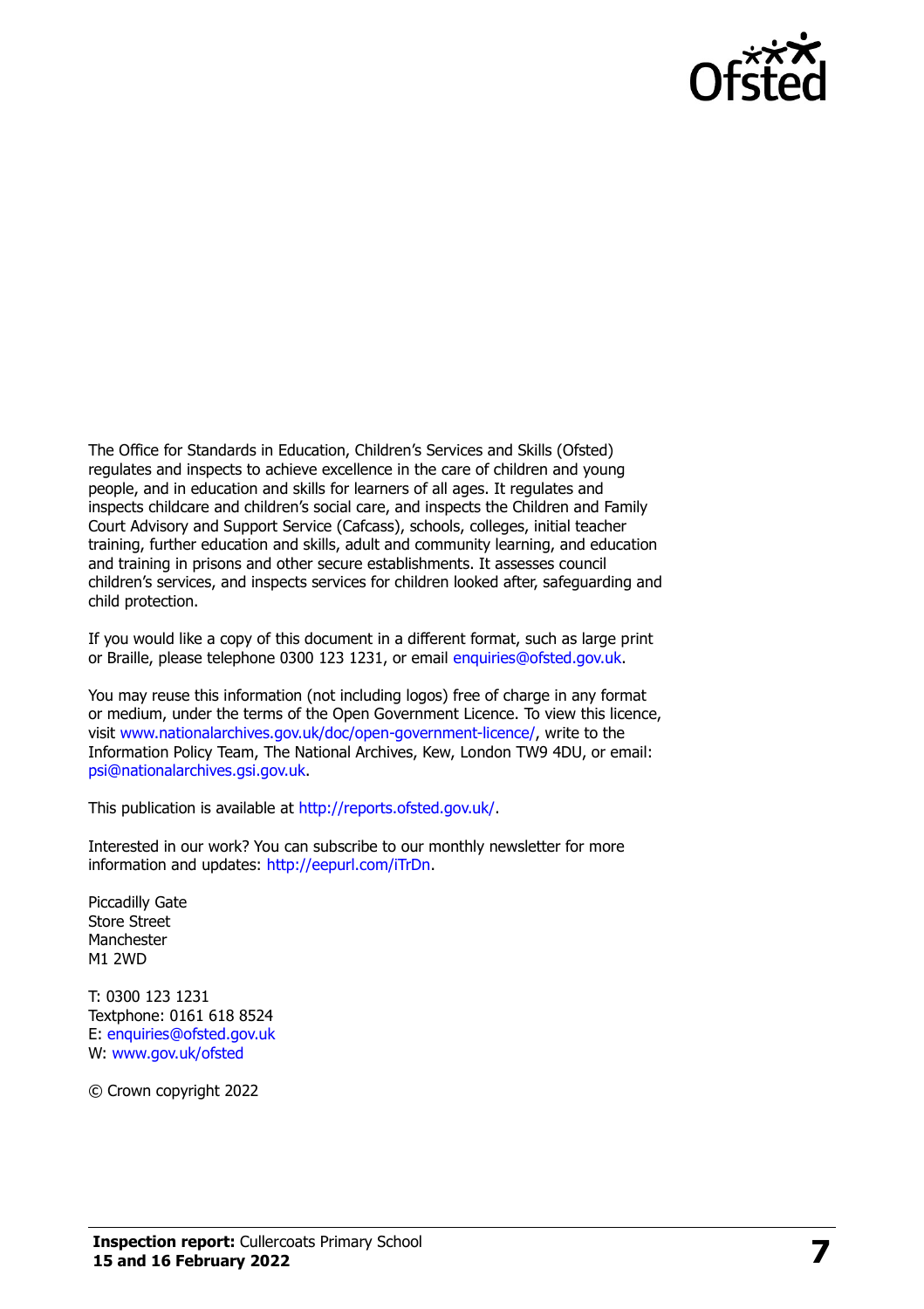The Office for Standards in Education, Children's Services and Skills (Ofsted) regulates and inspects to achieve excellence in the care of children and young people, and in education and skills for learners of all ages. It regulates and inspects childcare and children's social care, and inspects the Children and Family Court Advisory and Support Service (Cafcass), schools, colleges, initial teacher training, further education and skills, adult and community learning, and education and training in prisons and other secure establishments. It assesses council children's services, and inspects services for children looked after, safeguarding and child protection.

If you would like a copy of this document in a different format, such as large print or Braille, please telephone 0300 123 1231, or email enquiries@ofsted.gov.uk.

You may reuse this information (not including logos) free of charge in any format or medium, under the terms of the Open Government Licence. To view this licence, visit www.nationalarchives.gov.uk/doc/open-government-licence/, write to the Information Policy Team, The National Archives, Kew, London TW9 4DU, or email: psi@nationalarchives.gsi.gov.uk.

This publication is available at http://reports.ofsted.gov.uk/.

Interested in our work? You can subscribe to our monthly newsletter for more information and updates: http://eepurl.com/iTrDn.

Piccadilly Gate
Store Street
Manchester
M1 2WD

T: 0300 123 1231
Textphone: 0161 618 8524
E: enquiries@ofsted.gov.uk
W: www.gov.uk/ofsted

© Crown copyright 2022